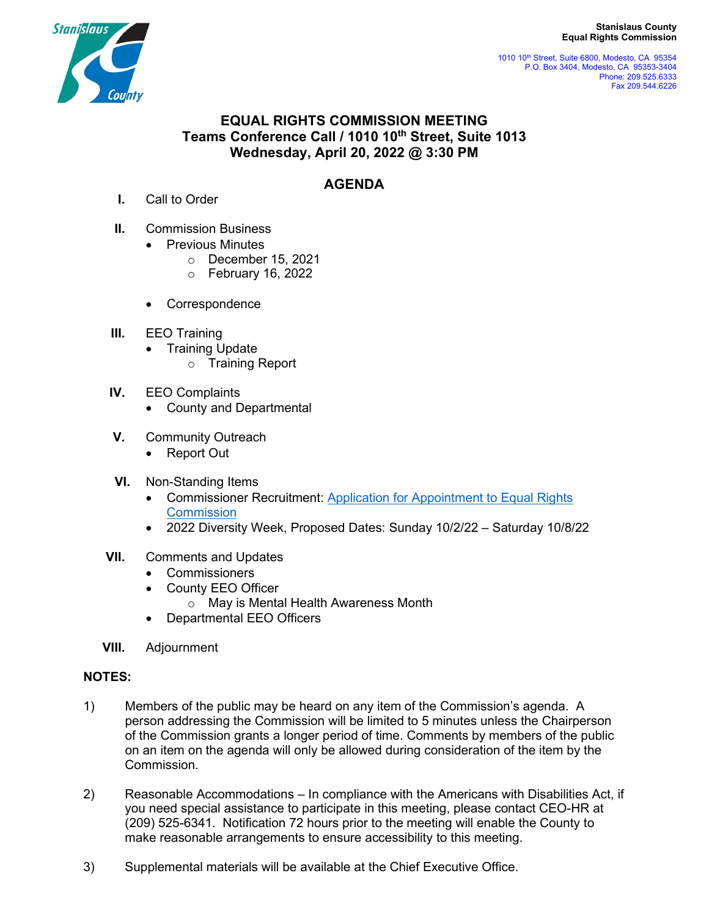Stanislaus County
Equal Rights Commission

1010 10th Street, Suite 6800, Modesto, CA 95354
P.O. Box 3404, Modesto, CA 95353-3404
Phone: 209.525.6333
Fax 209.544.6226

# EQUAL RIGHTS COMMISSION MEETING
## Teams Conference Call / 1010 10th Street, Suite 1013
## Wednesday, April 20, 2022 @ 3:30 PM

## AGENDA

I. Call to Order

II. Commission Business
- Previous Minutes
    - December 15, 2021
    - February 16, 2022
- Correspondence

III. EEO Training
- Training Update
    - Training Report

IV. EEO Complaints
- County and Departmental

V. Community Outreach
- Report Out

VI. Non-Standing Items
- Commissioner Recruitment: [Application for Appointment to Equal Rights Commission]()
- 2022 Diversity Week, Proposed Dates: Sunday 10/2/22 – Saturday 10/8/22

VII. Comments and Updates
- Commissioners
- County EEO Officer
    - May is Mental Health Awareness Month
- Departmental EEO Officers

VIII. Adjournment

**NOTES:**

1) Members of the public may be heard on any item of the Commission's agenda. A person addressing the Commission will be limited to 5 minutes unless the Chairperson of the Commission grants a longer period of time. Comments by members of the public on an item on the agenda will only be allowed during consideration of the item by the Commission.

2) Reasonable Accommodations – In compliance with the Americans with Disabilities Act, if you need special assistance to participate in this meeting, please contact CEO-HR at (209) 525-6341. Notification 72 hours prior to the meeting will enable the County to make reasonable arrangements to ensure accessibility to this meeting.

3) Supplemental materials will be available at the Chief Executive Office.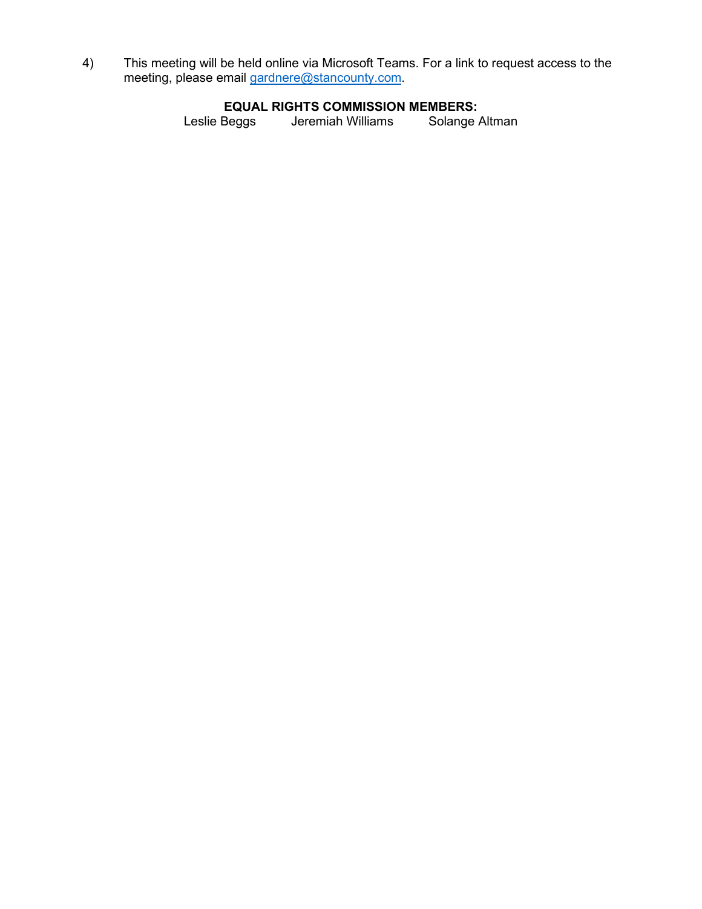4) This meeting will be held online via Microsoft Teams. For a link to request access to the meeting, please email gardnere@stancounty.com.

**EQUAL RIGHTS COMMISSION MEMBERS:**

Leslie Beggs Jeremiah Williams Solange Altman